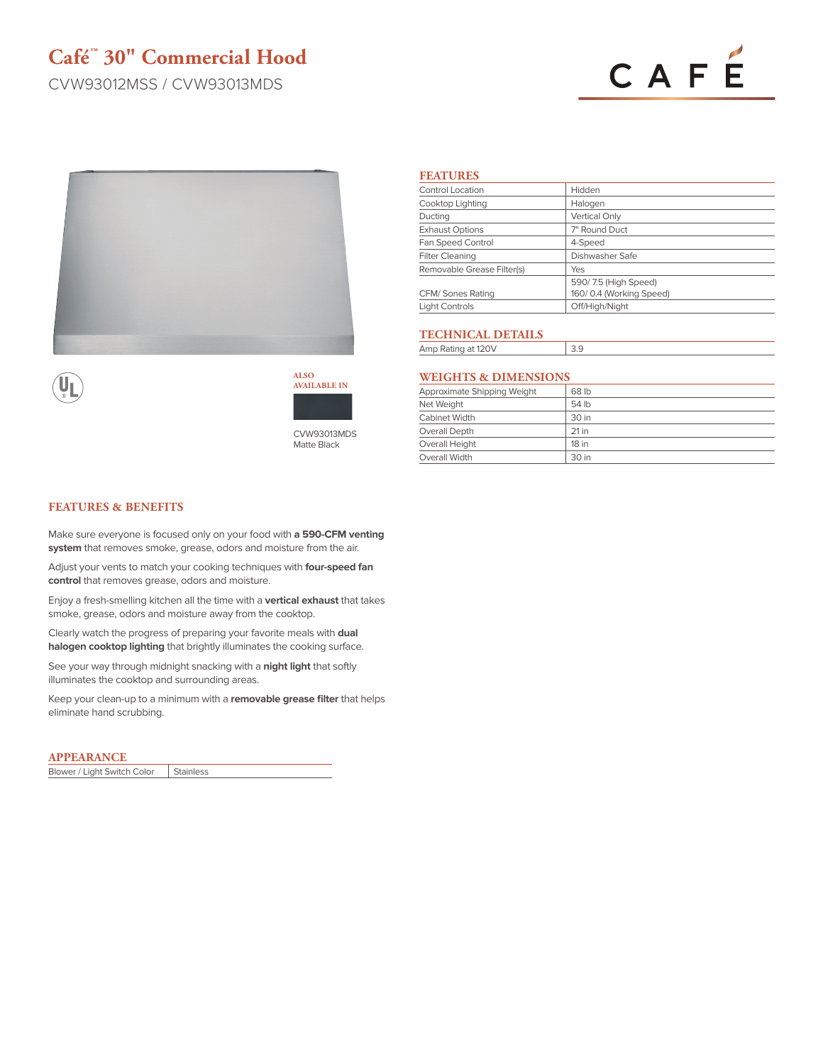# Café™ 30" Commercial Hood

CVW93012MSS / CVW93013MDS

ALSO AVAILABLE IN

CVW93013MDS
Matte Black

## FEATURES

| | |
|---|---|
| Control Location | Hidden |
| Cooktop Lighting | Halogen |
| Ducting | Vertical Only |
| Exhaust Options | 7" Round Duct |
| Fan Speed Control | 4-Speed |
| Filter Cleaning | Dishwasher Safe |
| Removable Grease Filter(s) | Yes |
| CFM/ Sones Rating | 590/ 7.5 (High Speed)<br>160/ 0.4 (Working Speed) |
| Light Controls | Off/High/Night |

## TECHNICAL DETAILS

| | |
|---|---|
| Amp Rating at 120V | 3.9 |

## WEIGHTS & DIMENSIONS

| | |
|---|---|
| Approximate Shipping Weight | 68 lb |
| Net Weight | 54 lb |
| Cabinet Width | 30 in |
| Overall Depth | 21 in |
| Overall Height | 18 in |
| Overall Width | 30 in |

## FEATURES & BENEFITS

Make sure everyone is focused only on your food with **a 590-CFM venting system** that removes smoke, grease, odors and moisture from the air.

Adjust your vents to match your cooking techniques with **four-speed fan control** that removes grease, odors and moisture.

Enjoy a fresh-smelling kitchen all the time with a **vertical exhaust** that takes smoke, grease, odors and moisture away from the cooktop.

Clearly watch the progress of preparing your favorite meals with **dual halogen cooktop lighting** that brightly illuminates the cooking surface.

See your way through midnight snacking with a **night light** that softly illuminates the cooktop and surrounding areas.

Keep your clean-up to a minimum with a **removable grease filter** that helps eliminate hand scrubbing.

## APPEARANCE

| | |
|---|---|
| Blower / Light Switch Color | Stainless |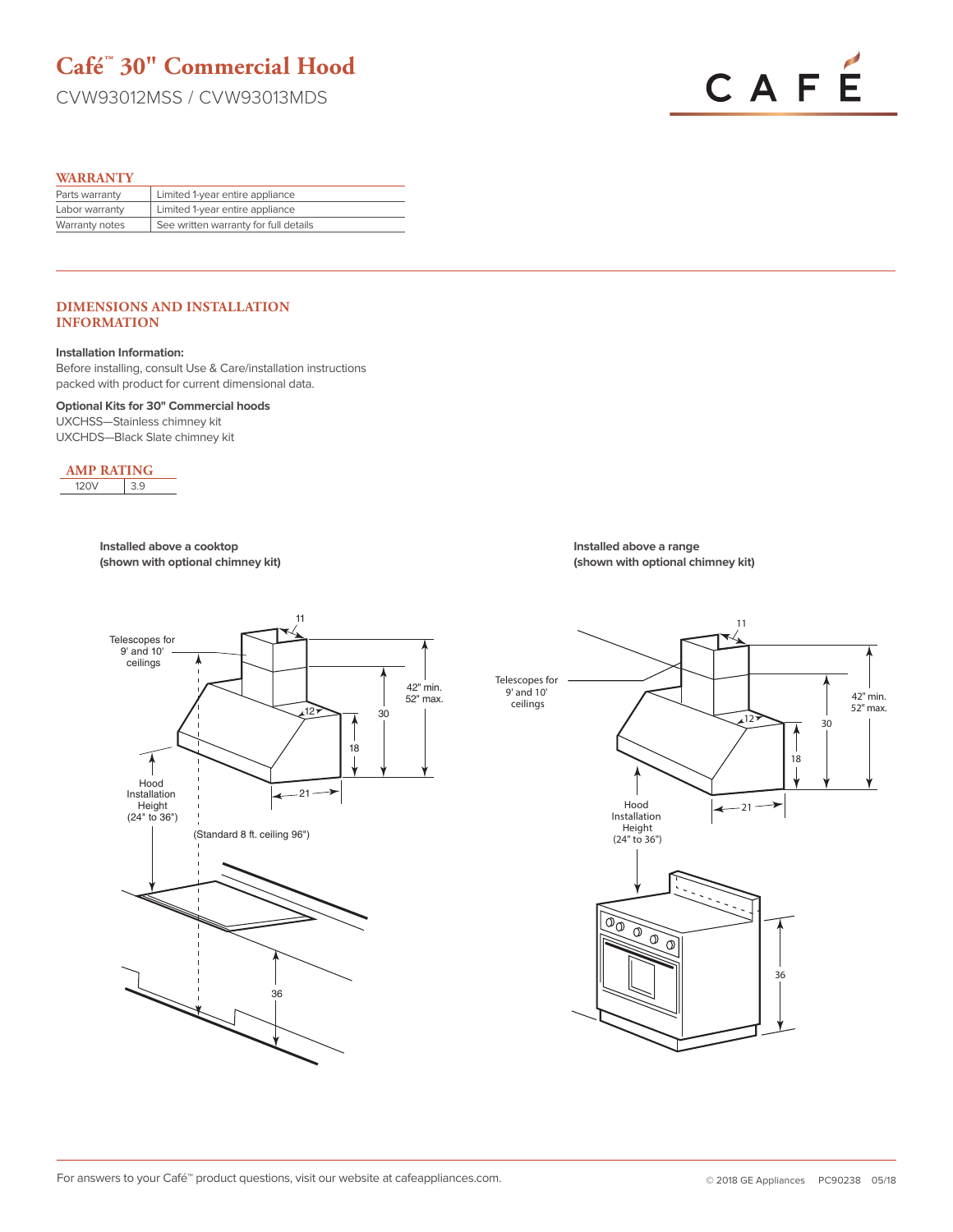# Café™ 30" Commercial Hood

CVW93012MSS / CVW93013MDS

## WARRANTY

| | |
|---|---|
| Parts warranty | Limited 1-year entire appliance |
| Labor warranty | Limited 1-year entire appliance |
| Warranty notes | See written warranty for full details |

## DIMENSIONS AND INSTALLATION INFORMATION

**Installation Information:**
Before installing, consult Use & Care/installation instructions packed with product for current dimensional data.

**Optional Kits for 30" Commercial hoods**
UXCHSS—Stainless chimney kit
UXCHDS—Black Slate chimney kit

## AMP RATING

| | |
|---|---|
| 120V | 3.9 |

**Installed above a cooktop (shown with optional chimney kit)**

Telescopes for 9' and 10' ceilings
11
12
42" min. 52" max.
30
18
21
Hood Installation Height (24" to 36")
(Standard 8 ft. ceiling 96")
36

**Installed above a range (shown with optional chimney kit)**

Telescopes for 9' and 10' ceilings
11
12
42" min. 52" max.
30
18
21
Hood Installation Height (24" to 36")
36

For answers to your Café™ product questions, visit our website at cafeappliances.com.

© 2018 GE Appliances PC90238 05/18